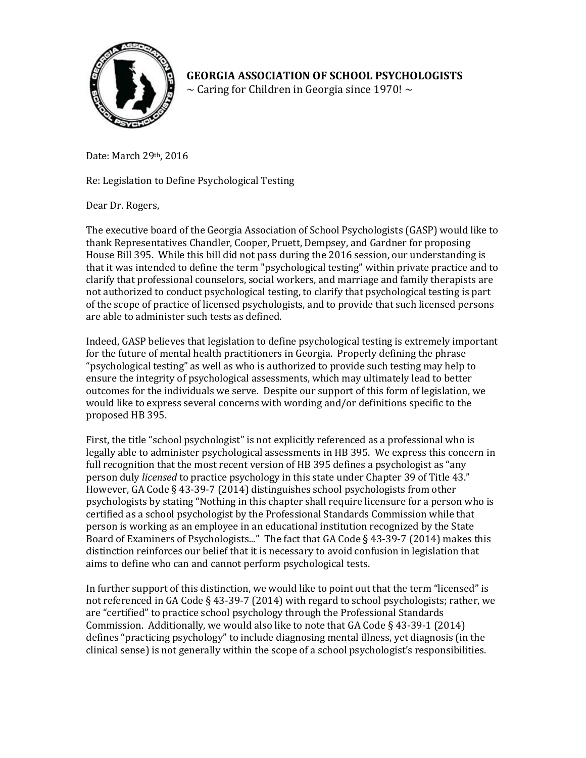**GEORGIA ASSOCIATION OF SCHOOL PSYCHOLOGISTS**
~ Caring for Children in Georgia since 1970! ~

Date: March 29th, 2016

Re: Legislation to Define Psychological Testing

Dear Dr. Rogers,

The executive board of the Georgia Association of School Psychologists (GASP) would like to thank Representatives Chandler, Cooper, Pruett, Dempsey, and Gardner for proposing House Bill 395. While this bill did not pass during the 2016 session, our understanding is that it was intended to define the term "psychological testing" within private practice and to clarify that professional counselors, social workers, and marriage and family therapists are not authorized to conduct psychological testing, to clarify that psychological testing is part of the scope of practice of licensed psychologists, and to provide that such licensed persons are able to administer such tests as defined.

Indeed, GASP believes that legislation to define psychological testing is extremely important for the future of mental health practitioners in Georgia. Properly defining the phrase "psychological testing" as well as who is authorized to provide such testing may help to ensure the integrity of psychological assessments, which may ultimately lead to better outcomes for the individuals we serve. Despite our support of this form of legislation, we would like to express several concerns with wording and/or definitions specific to the proposed HB 395.

First, the title "school psychologist" is not explicitly referenced as a professional who is legally able to administer psychological assessments in HB 395. We express this concern in full recognition that the most recent version of HB 395 defines a psychologist as "any person duly *licensed* to practice psychology in this state under Chapter 39 of Title 43." However, GA Code § 43-39-7 (2014) distinguishes school psychologists from other psychologists by stating "Nothing in this chapter shall require licensure for a person who is certified as a school psychologist by the Professional Standards Commission while that person is working as an employee in an educational institution recognized by the State Board of Examiners of Psychologists..." The fact that GA Code § 43-39-7 (2014) makes this distinction reinforces our belief that it is necessary to avoid confusion in legislation that aims to define who can and cannot perform psychological tests.

In further support of this distinction, we would like to point out that the term "licensed" is not referenced in GA Code § 43-39-7 (2014) with regard to school psychologists; rather, we are "certified" to practice school psychology through the Professional Standards Commission. Additionally, we would also like to note that GA Code § 43-39-1 (2014) defines "practicing psychology" to include diagnosing mental illness, yet diagnosis (in the clinical sense) is not generally within the scope of a school psychologist's responsibilities.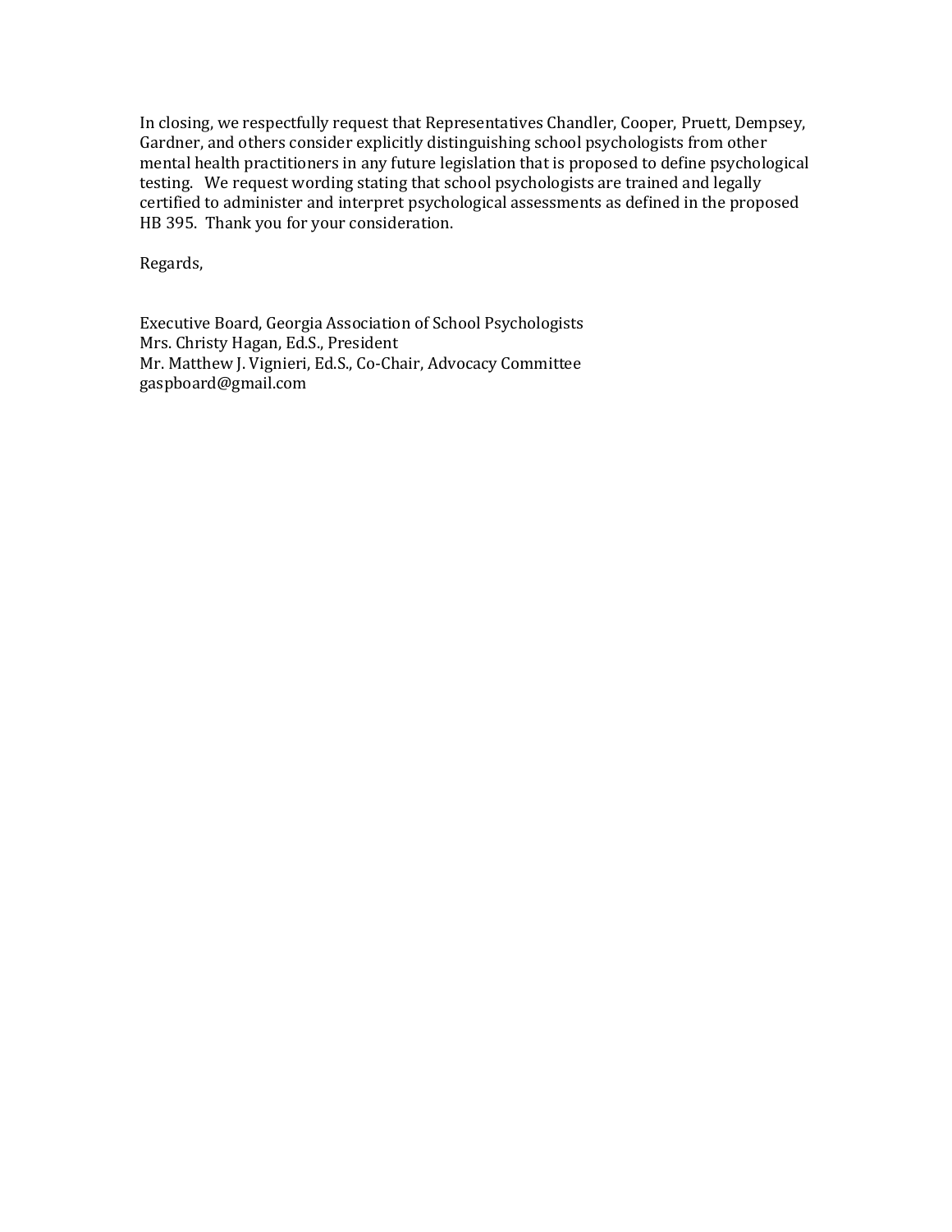In closing, we respectfully request that Representatives Chandler, Cooper, Pruett, Dempsey, Gardner, and others consider explicitly distinguishing school psychologists from other mental health practitioners in any future legislation that is proposed to define psychological testing. We request wording stating that school psychologists are trained and legally certified to administer and interpret psychological assessments as defined in the proposed HB 395. Thank you for your consideration.

Regards,

Executive Board, Georgia Association of School Psychologists
Mrs. Christy Hagan, Ed.S., President
Mr. Matthew J. Vignieri, Ed.S., Co-Chair, Advocacy Committee
gaspboard@gmail.com